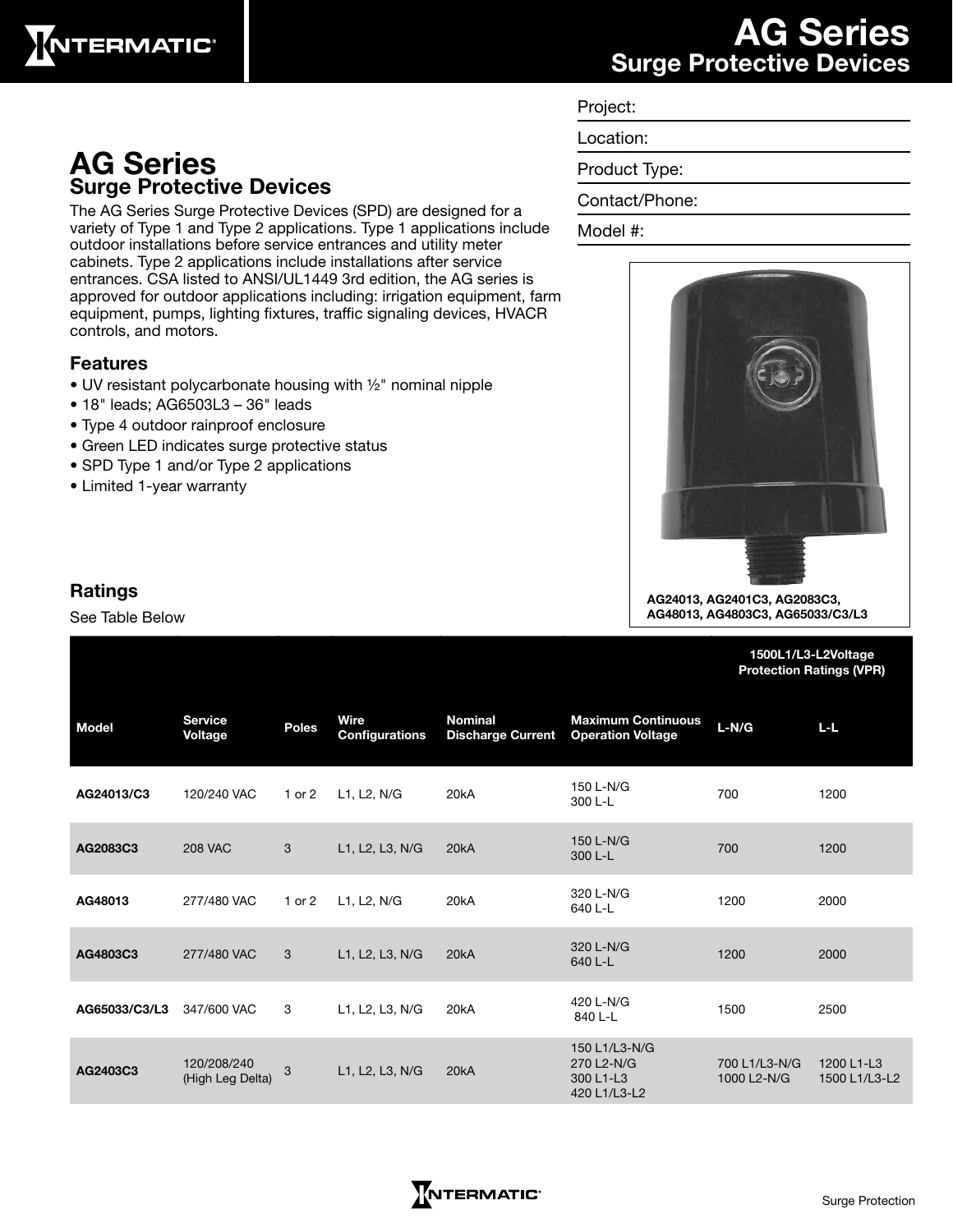# AG Series
## Surge Protective Devices

Project:

Location:

Product Type:

Contact/Phone:

Model #:

## AG Series
### Surge Protective Devices

The AG Series Surge Protective Devices (SPD) are designed for a variety of Type 1 and Type 2 applications. Type 1 applications include outdoor installations before service entrances and utility meter cabinets. Type 2 applications include installations after service entrances. CSA listed to ANSI/UL1449 3rd edition, the AG series is approved for outdoor applications including: irrigation equipment, farm equipment, pumps, lighting fixtures, traffic signaling devices, HVACR controls, and motors.

### Features

- UV resistant polycarbonate housing with ½" nominal nipple
- 18" leads; AG6503L3 – 36" leads
- Type 4 outdoor rainproof enclosure
- Green LED indicates surge protective status
- SPD Type 1 and/or Type 2 applications
- Limited 1-year warranty

AG24013, AG2401C3, AG2083C3, AG48013, AG4803C3, AG65033/C3/L3

### Ratings

See Table Below

| Model | Service Voltage | Poles | Wire Configurations | Nominal Discharge Current | Maximum Continuous Operation Voltage | 1500L1/L3-L2Voltage Protection Ratings (VPR) L-N/G | L-L |
|---|---|---|---|---|---|---|---|
| AG24013/C3 | 120/240 VAC | 1 or 2 | L1, L2, N/G | 20kA | 150 L-N/G<br>300 L-L | 700 | 1200 |
| AG2083C3 | 208 VAC | 3 | L1, L2, L3, N/G | 20kA | 150 L-N/G<br>300 L-L | 700 | 1200 |
| AG48013 | 277/480 VAC | 1 or 2 | L1, L2, N/G | 20kA | 320 L-N/G<br>640 L-L | 1200 | 2000 |
| AG4803C3 | 277/480 VAC | 3 | L1, L2, L3, N/G | 20kA | 320 L-N/G<br>640 L-L | 1200 | 2000 |
| AG65033/C3/L3 | 347/600 VAC | 3 | L1, L2, L3, N/G | 20kA | 420 L-N/G<br>840 L-L | 1500 | 2500 |
| AG2403C3 | 120/208/240 (High Leg Delta) | 3 | L1, L2, L3, N/G | 20kA | 150 L1/L3-N/G<br>270 L2-N/G<br>300 L1-L3<br>420 L1/L3-L2 | 700 L1/L3-N/G<br>1000 L2-N/G | 1200 L1-L3<br>1500 L1/L3-L2 |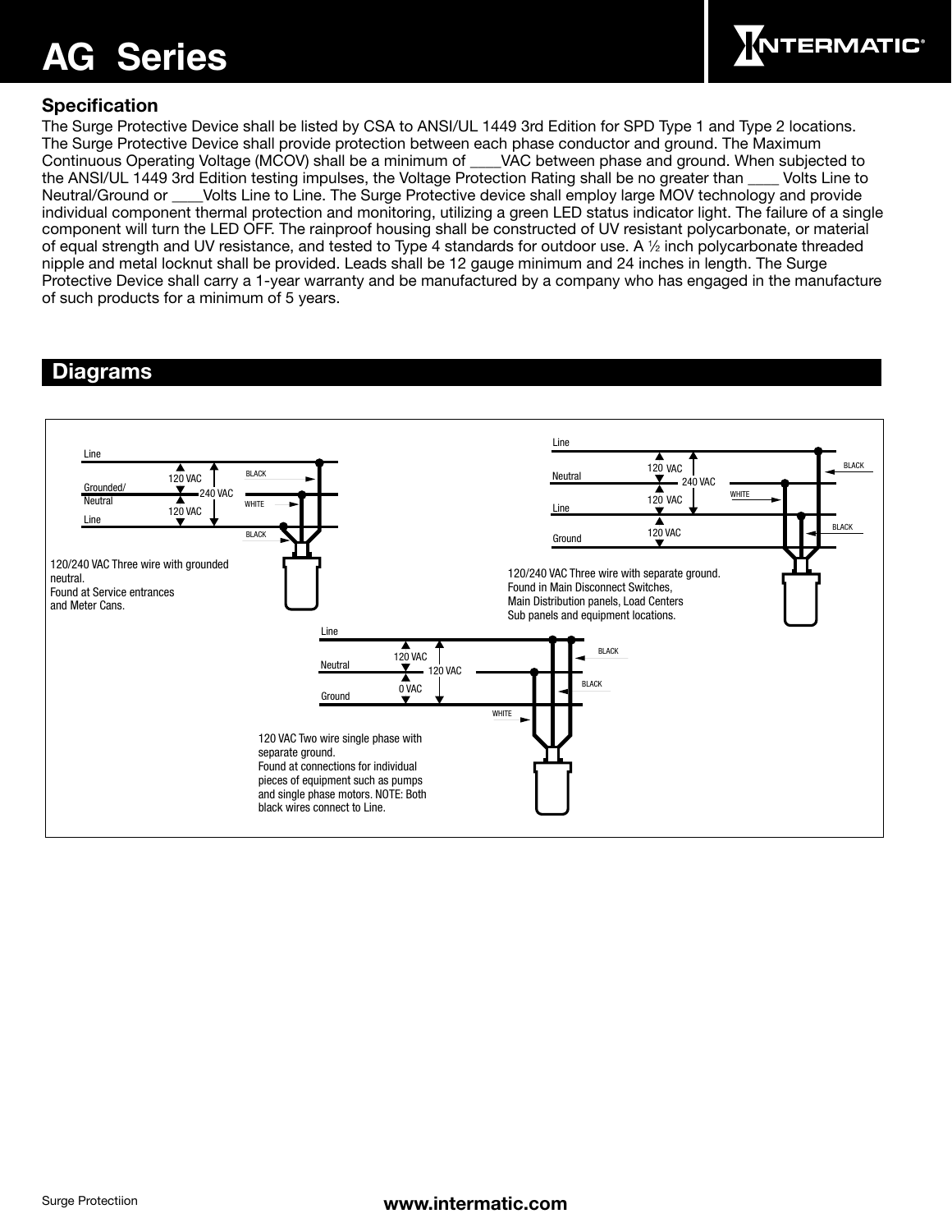## Specification

The Surge Protective Device shall be listed by CSA to ANSI/UL 1449 3rd Edition for SPD Type 1 and Type 2 locations. The Surge Protective Device shall provide protection between each phase conductor and ground. The Maximum Continuous Operating Voltage (MCOV) shall be a minimum of ____VAC between phase and ground. When subjected to the ANSI/UL 1449 3rd Edition testing impulses, the Voltage Protection Rating shall be no greater than ____ Volts Line to Neutral/Ground or ____Volts Line to Line. The Surge Protective device shall employ large MOV technology and provide individual component thermal protection and monitoring, utilizing a green LED status indicator light. The failure of a single component will turn the LED OFF. The rainproof housing shall be constructed of UV resistant polycarbonate, or material of equal strength and UV resistance, and tested to Type 4 standards for outdoor use. A ½ inch polycarbonate threaded nipple and metal locknut shall be provided. Leads shall be 12 gauge minimum and 24 inches in length. The Surge Protective Device shall carry a 1-year warranty and be manufactured by a company who has engaged in the manufacture of such products for a minimum of 5 years.

## Diagrams

Line
Grounded/ Neutral
Line
120 VAC
240 VAC
120 VAC
BLACK
WHITE
BLACK

120/240 VAC Three wire with grounded neutral.
Found at Service entrances and Meter Cans.

Line
Neutral
Line
Ground
120 VAC
240 VAC
120 VAC
120 VAC
BLACK
WHITE
BLACK

120/240 VAC Three wire with separate ground.
Found in Main Disconnect Switches, Main Distribution panels, Load Centers Sub panels and equipment locations.

Line
Neutral
Ground
120 VAC
120 VAC
0 VAC
BLACK
BLACK
WHITE

120 VAC Two wire single phase with separate ground.
Found at connections for individual pieces of equipment such as pumps and single phase motors. NOTE: Both black wires connect to Line.